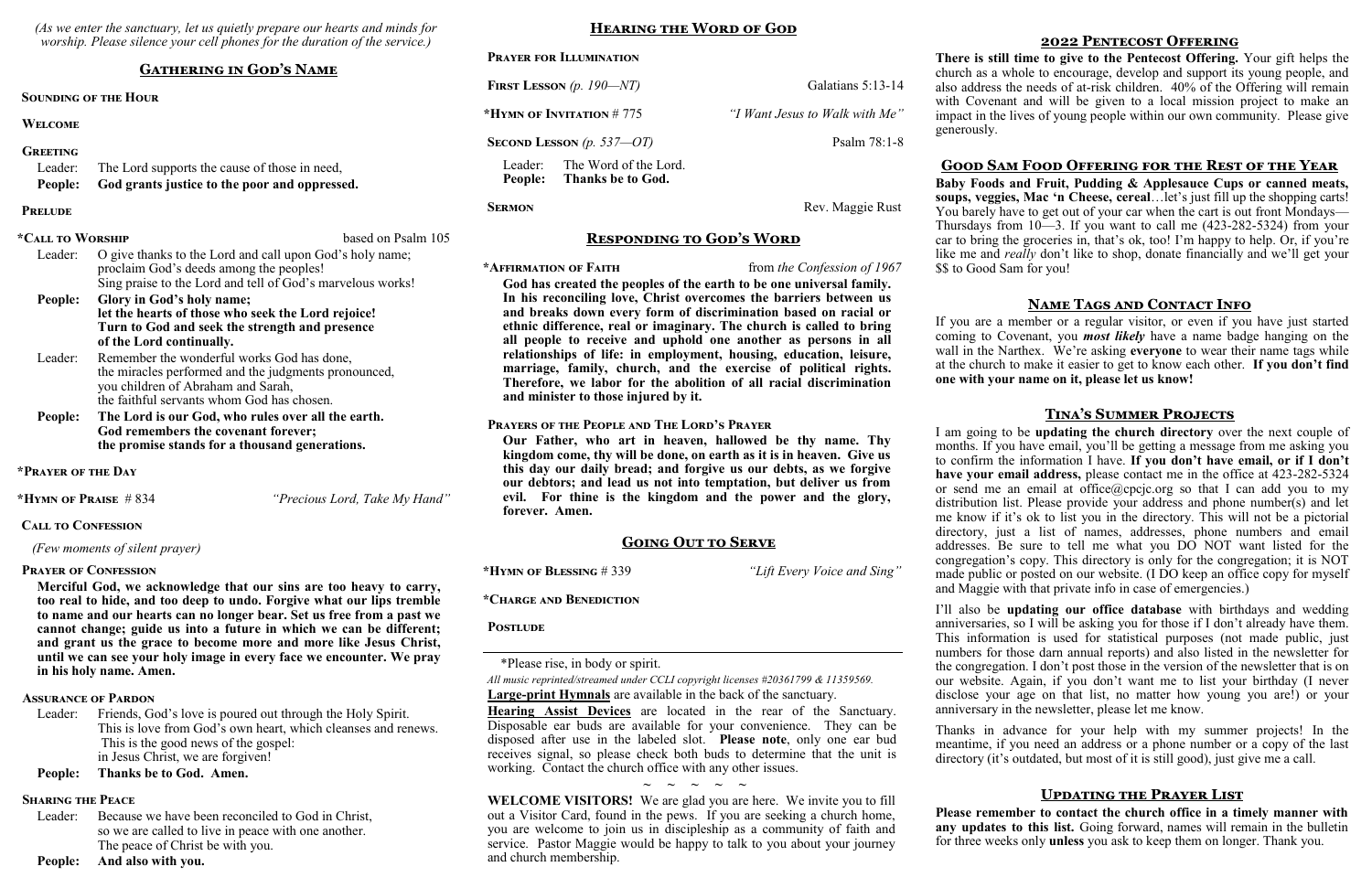*(As we enter the sanctuary, let us quietly prepare our hearts and minds for worship. Please silence your cell phones for the duration of the service.)*

## Gathering in God's Name

**Sounding of the Hour**

**Welcome**

**Greeting**

Leader: The Lord supports the cause of those in need,
**People: God grants justice to the poor and oppressed.**

**Prelude**

**\*Call to Worship** based on Psalm 105

Leader: O give thanks to the Lord and call upon God's holy name; proclaim God's deeds among the peoples! Sing praise to the Lord and tell of God's marvelous works!
**People: Glory in God's holy name; let the hearts of those who seek the Lord rejoice! Turn to God and seek the strength and presence of the Lord continually.**
Leader: Remember the wonderful works God has done, the miracles performed and the judgments pronounced, you children of Abraham and Sarah, the faithful servants whom God has chosen.
**People: The Lord is our God, who rules over all the earth. God remembers the covenant forever; the promise stands for a thousand generations.**

**\*Prayer of the Day**

**\*Hymn of Praise** # 834 *"Precious Lord, Take My Hand"*

**Call to Confession**

*(Few moments of silent prayer)*

**Prayer of Confession**

**Merciful God, we acknowledge that our sins are too heavy to carry, too real to hide, and too deep to undo. Forgive what our lips tremble to name and our hearts can no longer bear. Set us free from a past we cannot change; guide us into a future in which we can be different; and grant us the grace to become more and more like Jesus Christ, until we can see your holy image in every face we encounter. We pray in his holy name. Amen.**

**Assurance of Pardon**

Leader: Friends, God's love is poured out through the Holy Spirit. This is love from God's own heart, which cleanses and renews. This is the good news of the gospel: in Jesus Christ, we are forgiven!
**People: Thanks be to God. Amen.**

**Sharing the Peace**

Leader: Because we have been reconciled to God in Christ, so we are called to live in peace with one another. The peace of Christ be with you.
**People: And also with you.**

## Hearing the Word of God

**Prayer for Illumination**

**First Lesson** *(p. 190—NT)* Galatians 5:13-14

**\*Hymn of Invitation** # 775 *"I Want Jesus to Walk with Me"*

**Second Lesson** *(p. 537—OT)* Psalm 78:1-8

Leader: The Word of the Lord.
**People: Thanks be to God.**

**Sermon** Rev. Maggie Rust

## Responding to God's Word

**\*Affirmation of Faith** from *the Confession of 1967*

**God has created the peoples of the earth to be one universal family. In his reconciling love, Christ overcomes the barriers between us and breaks down every form of discrimination based on racial or ethnic difference, real or imaginary. The church is called to bring all people to receive and uphold one another as persons in all relationships of life: in employment, housing, education, leisure, marriage, family, church, and the exercise of political rights. Therefore, we labor for the abolition of all racial discrimination and minister to those injured by it.**

**Prayers of the People and The Lord's Prayer**

**Our Father, who art in heaven, hallowed be thy name. Thy kingdom come, thy will be done, on earth as it is in heaven. Give us this day our daily bread; and forgive us our debts, as we forgive our debtors; and lead us not into temptation, but deliver us from evil. For thine is the kingdom and the power and the glory, forever. Amen.**

## Going Out to Serve

**\*Hymn of Blessing** # 339 *"Lift Every Voice and Sing"*

**\*Charge and Benediction**

**Postlude**

---

\*Please rise, in body or spirit.

*All music reprinted/streamed under CCLI copyright licenses #20361799 & 11359569.*

**Large-print Hymnals** are available in the back of the sanctuary.

**Hearing Assist Devices** are located in the rear of the Sanctuary. Disposable ear buds are available for your convenience. They can be disposed after use in the labeled slot. **Please note**, only one ear bud receives signal, so please check both buds to determine that the unit is working. Contact the church office with any other issues.

~ ~ ~ ~ ~

**WELCOME VISITORS!** We are glad you are here. We invite you to fill out a Visitor Card, found in the pews. If you are seeking a church home, you are welcome to join us in discipleship as a community of faith and service. Pastor Maggie would be happy to talk to you about your journey and church membership.

## 2022 Pentecost Offering

**There is still time to give to the Pentecost Offering.** Your gift helps the church as a whole to encourage, develop and support its young people, and also address the needs of at-risk children. 40% of the Offering will remain with Covenant and will be given to a local mission project to make an impact in the lives of young people within our own community. Please give generously.

## Good Sam Food Offering for the Rest of the Year

**Baby Foods and Fruit, Pudding & Applesauce Cups or canned meats, soups, veggies, Mac 'n Cheese, cereal**…let's just fill up the shopping carts! You barely have to get out of your car when the cart is out front Mondays—Thursdays from 10—3. If you want to call me (423-282-5324) from your car to bring the groceries in, that's ok, too! I'm happy to help. Or, if you're like me and *really* don't like to shop, donate financially and we'll get your $$ to Good Sam for you!

## Name Tags and Contact Info

If you are a member or a regular visitor, or even if you have just started coming to Covenant, you ***most likely*** have a name badge hanging on the wall in the Narthex. We're asking **everyone** to wear their name tags while at the church to make it easier to get to know each other. **If you don't find one with your name on it, please let us know!**

## Tina's Summer Projects

I am going to be **updating the church directory** over the next couple of months. If you have email, you'll be getting a message from me asking you to confirm the information I have. **If you don't have email, or if I don't have your email address,** please contact me in the office at 423-282-5324 or send me an email at office@cpcjc.org so that I can add you to my distribution list. Please provide your address and phone number(s) and let me know if it's ok to list you in the directory. This will not be a pictorial directory, just a list of names, addresses, phone numbers and email addresses. Be sure to tell me what you DO NOT want listed for the congregation's copy. This directory is only for the congregation; it is NOT made public or posted on our website. (I DO keep an office copy for myself and Maggie with that private info in case of emergencies.)

I'll also be **updating our office database** with birthdays and wedding anniversaries, so I will be asking you for those if I don't already have them. This information is used for statistical purposes (not made public, just numbers for those darn annual reports) and also listed in the newsletter for the congregation. I don't post those in the version of the newsletter that is on our website. Again, if you don't want me to list your birthday (I never disclose your age on that list, no matter how young you are!) or your anniversary in the newsletter, please let me know.

Thanks in advance for your help with my summer projects! In the meantime, if you need an address or a phone number or a copy of the last directory (it's outdated, but most of it is still good), just give me a call.

## Updating the Prayer List

**Please remember to contact the church office in a timely manner with any updates to this list.** Going forward, names will remain in the bulletin for three weeks only **unless** you ask to keep them on longer. Thank you.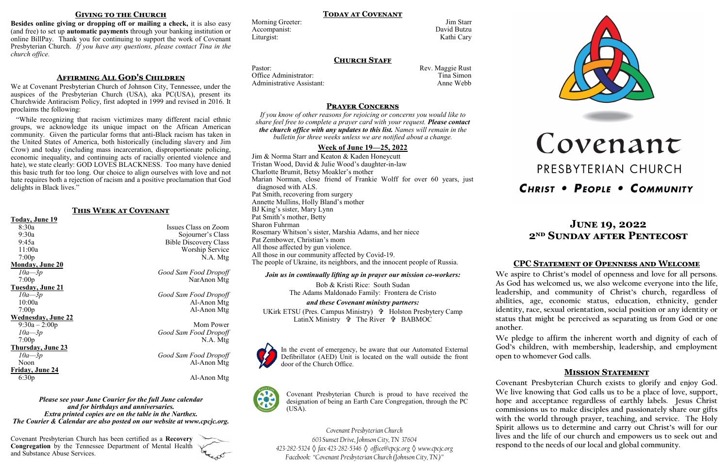## Giving to the Church

**Besides online giving or dropping off or mailing a check,** it is also easy (and free) to set up **automatic payments** through your banking institution or online BillPay. Thank you for continuing to support the work of Covenant Presbyterian Church. *If you have any questions, please contact Tina in the church office.*

## Affirming All God's Children

We at Covenant Presbyterian Church of Johnson City, Tennessee, under the auspices of the Presbyterian Church (USA), aka PC(USA), present its Churchwide Antiracism Policy, first adopted in 1999 and revised in 2016. It proclaims the following:

"While recognizing that racism victimizes many different racial ethnic groups, we acknowledge its unique impact on the African American community. Given the particular forms that anti-Black racism has taken in the United States of America, both historically (including slavery and Jim Crow) and today (including mass incarceration, disproportionate policing, economic inequality, and continuing acts of racially oriented violence and hate), we state clearly: GOD LOVES BLACKNESS. Too many have denied this basic truth for too long. Our choice to align ourselves with love and not hate requires both a rejection of racism and a positive proclamation that God delights in Black lives."

## This Week at Covenant

**Today, June 19**
- 8:30a — Issues Class on Zoom
- 9:30a — Sojourner's Class
- 9:45a — Bible Discovery Class
- 11:00a — Worship Service
- 7:00p — N.A. Mtg

**Monday, June 20**
- *10a—3p* — *Good Sam Food Dropoff*
- 7:00p — NarAnon Mtg

**Tuesday, June 21**
- *10a—3p* — *Good Sam Food Dropoff*
- 10:00a — Al-Anon Mtg
- 7:00p — Al-Anon Mtg

**Wednesday, June 22**
- 9:30a – 2:00p — Mom Power
- *10a—3p* — *Good Sam Food Dropoff*
- 7:00p — N.A. Mtg

**Thursday, June 23**
- *10a—3p* — *Good Sam Food Dropoff*
- Noon — Al-Anon Mtg

**Friday, June 24**
- 6:30p — Al-Anon Mtg

***Please see your June Courier for the full June calendar and for birthdays and anniversaries. Extra printed copies are on the table in the Narthex. The Courier & Calendar are also posted on our website at www.cpcjc.org.***

Covenant Presbyterian Church has been certified as a **Recovery Congregation** by the Tennessee Department of Mental Health and Substance Abuse Services.

## Today at Covenant

Morning Greeter: Jim Starr
Accompanist: David Butzu
Liturgist: Kathi Cary

## Church Staff

Pastor: Rev. Maggie Rust
Office Administrator: Tina Simon
Administrative Assistant: Anne Webb

## Prayer Concerns

*If you know of other reasons for rejoicing or concerns you would like to share feel free to complete a prayer card with your request.* ***Please contact the church office with any updates to this list.*** *Names will remain in the bulletin for three weeks unless we are notified about a change.*

**Week of June 19—25, 2022**

Jim & Norma Starr and Keaton & Kaden Honeycutt
Tristan Wood, David & Julie Wood's daughter-in-law
Charlotte Brumit, Betsy Moakler's mother
Marian Norman, close friend of Frankie Wolff for over 60 years, just diagnosed with ALS.
Pat Smith, recovering from surgery
Annette Mullins, Holly Bland's mother
BJ King's sister, Mary Lynn
Pat Smith's mother, Betty
Sharon Fuhrman
Rosemary Whitson's sister, Marshia Adams, and her niece
Pat Zembower, Christian's mom
All those affected by gun violence.
All those in our community affected by Covid-19.
The people of Ukraine, its neighbors, and the innocent people of Russia.

***Join us in continually lifting up in prayer our mission co-workers:***

Bob & Kristi Rice: South Sudan
The Adams Maldonado Family: Frontera de Cristo

***and these Covenant ministry partners:***

UKirk ETSU (Pres. Campus Ministry) ✞ Holston Presbytery Camp
LatinX Ministry ✞ The River ✞ BABMOC

In the event of emergency, be aware that our Automated External Defibrillator (AED) Unit is located on the wall outside the front door of the Church Office.

Covenant Presbyterian Church is proud to have received the designation of being an Earth Care Congregation, through the PC (USA).

*Covenant Presbyterian Church*
*603 Sunset Drive, Johnson City, TN 37604*
*423-282-5324 ◊ fax 423-282-5346 ◊ office@cpcjc.org ◊ www.cpcjc.org*
*Facebook: "Covenant Presbyterian Church (Johnson City, TN.)"*

# Covenant
PRESBYTERIAN CHURCH

***Christ • People • Community***

## June 19, 2022
## 2nd Sunday after Pentecost

## CPC Statement of Openness and Welcome

We aspire to Christ's model of openness and love for all persons. As God has welcomed us, we also welcome everyone into the life, leadership, and community of Christ's church, regardless of abilities, age, economic status, education, ethnicity, gender identity, race, sexual orientation, social position or any identity or status that might be perceived as separating us from God or one another.

We pledge to affirm the inherent worth and dignity of each of God's children, with membership, leadership, and employment open to whomever God calls.

## Mission Statement

Covenant Presbyterian Church exists to glorify and enjoy God. We live knowing that God calls us to be a place of love, support, hope and acceptance regardless of earthly labels. Jesus Christ commissions us to make disciples and passionately share our gifts with the world through prayer, teaching, and service. The Holy Spirit allows us to determine and carry out Christ's will for our lives and the life of our church and empowers us to seek out and respond to the needs of our local and global community.